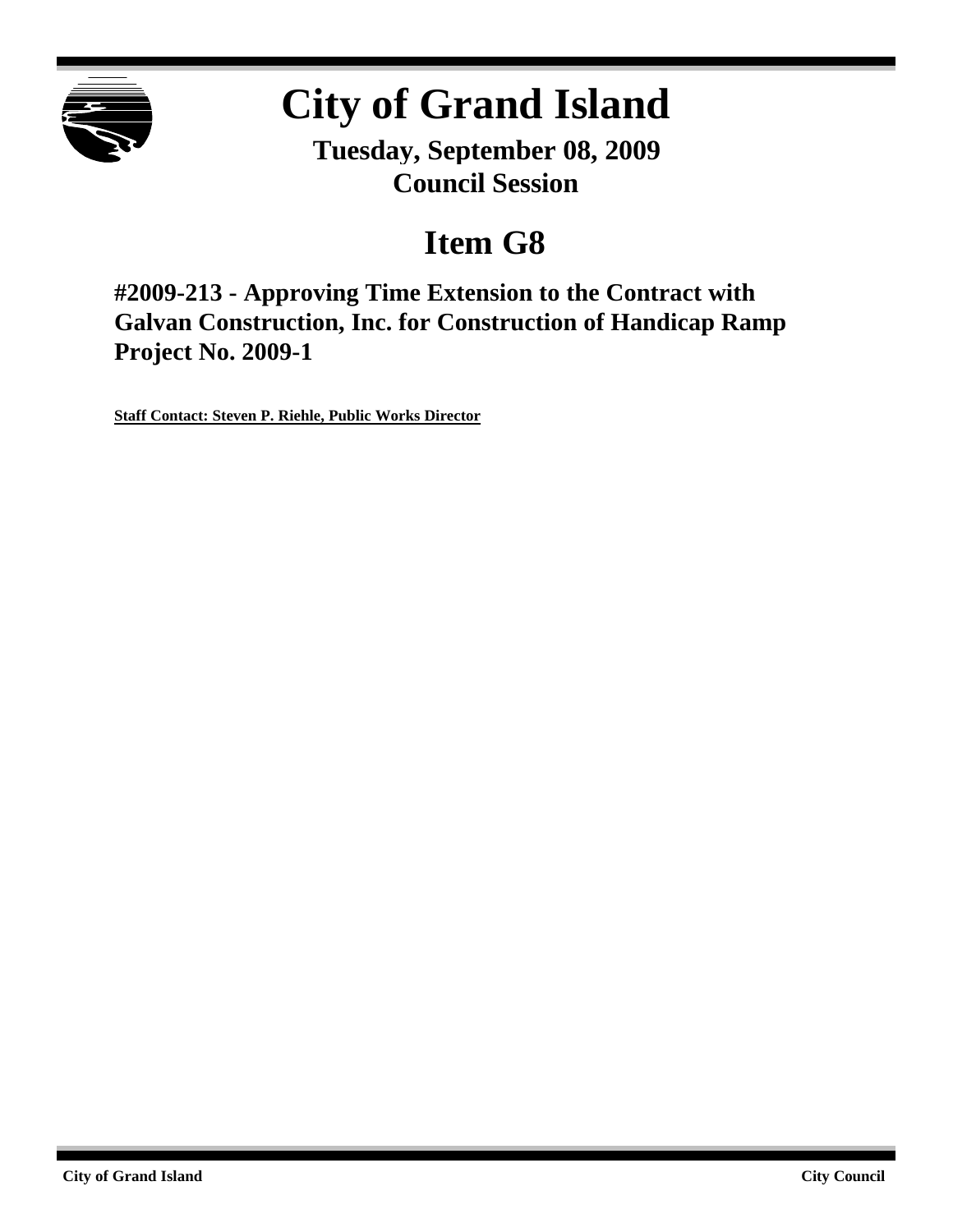# City of Grand Island

**Tuesday, September 08, 2009**
**Council Session**

## Item G8

### #2009-213 - Approving Time Extension to the Contract with Galvan Construction, Inc. for Construction of Handicap Ramp Project No. 2009-1

**Staff Contact: Steven P. Riehle, Public Works Director**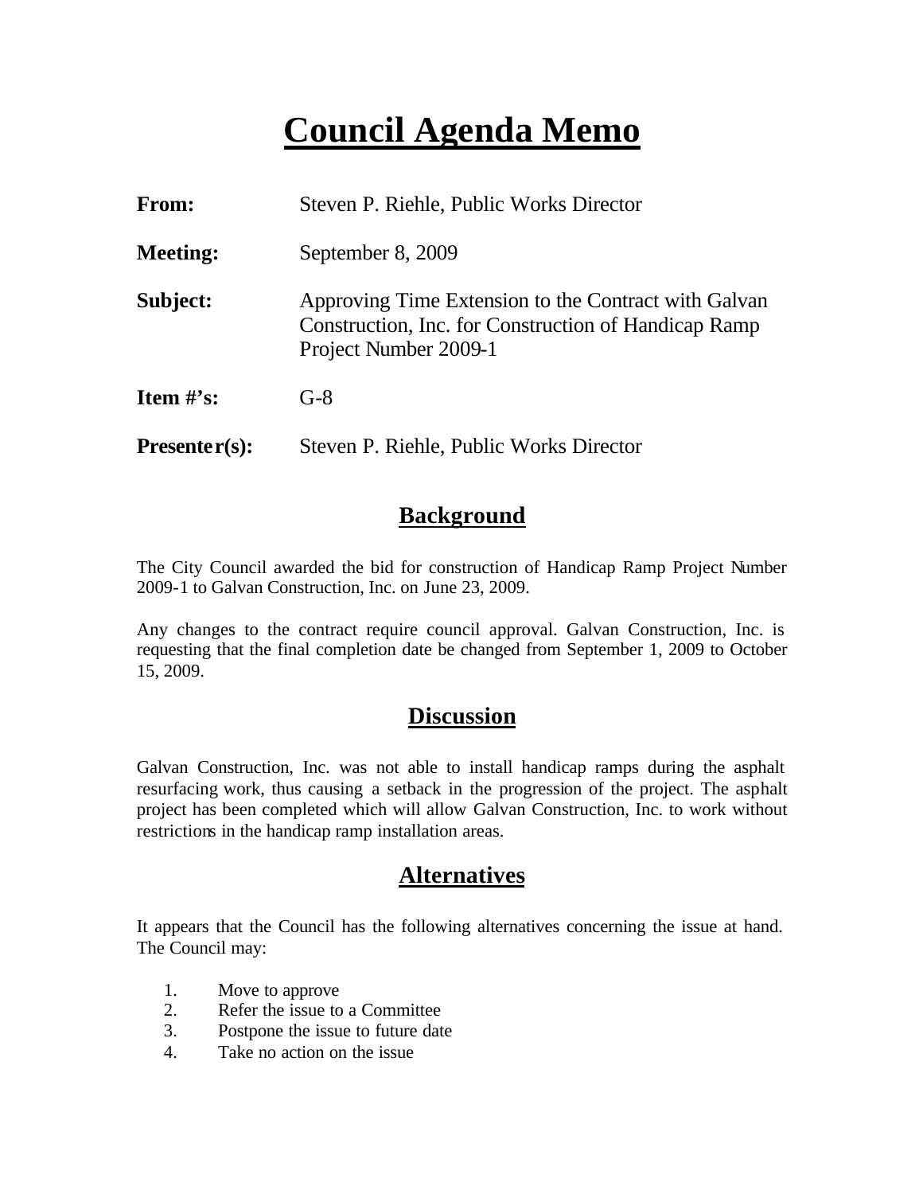# Council Agenda Memo

**From:** Steven P. Riehle, Public Works Director

**Meeting:** September 8, 2009

**Subject:** Approving Time Extension to the Contract with Galvan Construction, Inc. for Construction of Handicap Ramp Project Number 2009-1

**Item #'s:** G-8

**Presenter(s):** Steven P. Riehle, Public Works Director

## Background

The City Council awarded the bid for construction of Handicap Ramp Project Number 2009-1 to Galvan Construction, Inc. on June 23, 2009.

Any changes to the contract require council approval. Galvan Construction, Inc. is requesting that the final completion date be changed from September 1, 2009 to October 15, 2009.

## Discussion

Galvan Construction, Inc. was not able to install handicap ramps during the asphalt resurfacing work, thus causing a setback in the progression of the project. The asphalt project has been completed which will allow Galvan Construction, Inc. to work without restrictions in the handicap ramp installation areas.

## Alternatives

It appears that the Council has the following alternatives concerning the issue at hand. The Council may:

1. Move to approve
2. Refer the issue to a Committee
3. Postpone the issue to future date
4. Take no action on the issue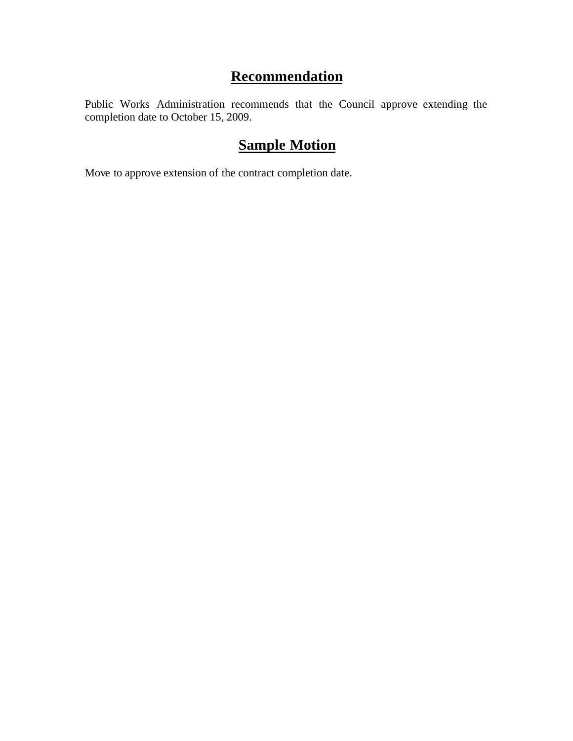## Recommendation

Public Works Administration recommends that the Council approve extending the completion date to October 15, 2009.

## Sample Motion

Move to approve extension of the contract completion date.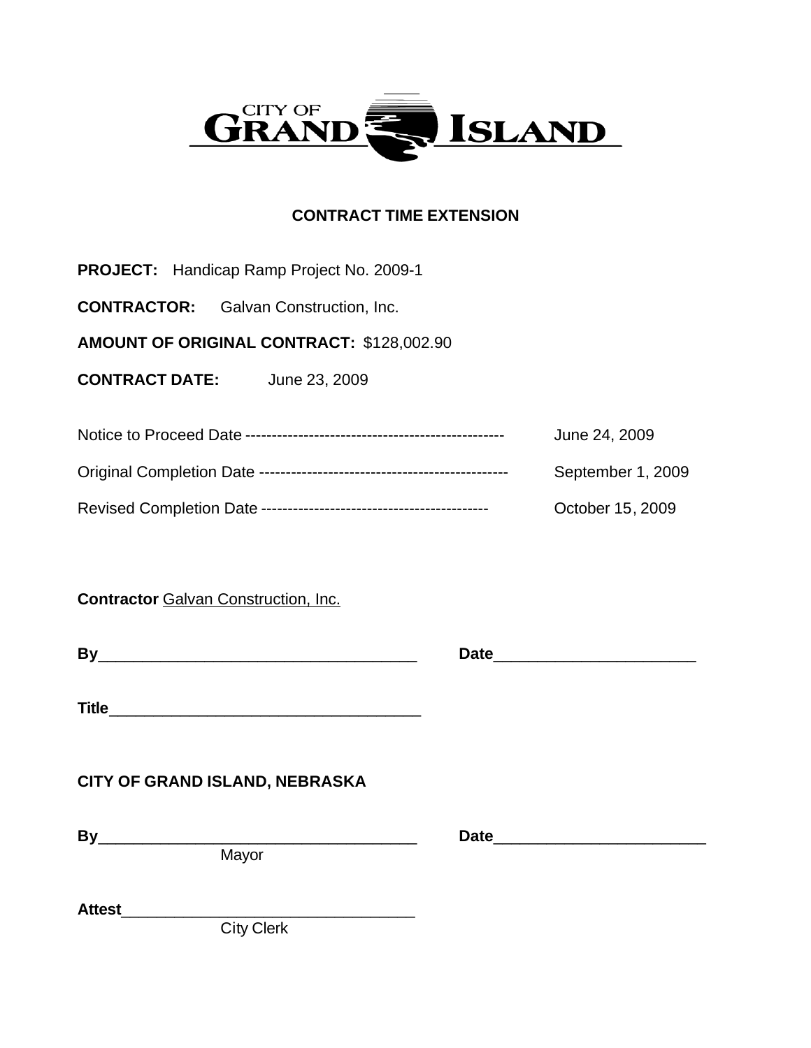CITY OF GRAND ISLAND

## CONTRACT TIME EXTENSION

**PROJECT:** Handicap Ramp Project No. 2009-1

**CONTRACTOR:** Galvan Construction, Inc.

**AMOUNT OF ORIGINAL CONTRACT:** $128,002.90

**CONTRACT DATE:** June 23, 2009

Notice to Proceed Date ------------------------------------------------- June 24, 2009

Original Completion Date ----------------------------------------------- September 1, 2009

Revised Completion Date ------------------------------------------- October 15, 2009

**Contractor** Galvan Construction, Inc.

**By**_____________________________________ **Date**_______________________

**Title**___________________________________

**CITY OF GRAND ISLAND, NEBRASKA**

**By**_____________________________________ **Date**________________________
Mayor

**Attest**_________________________________
City Clerk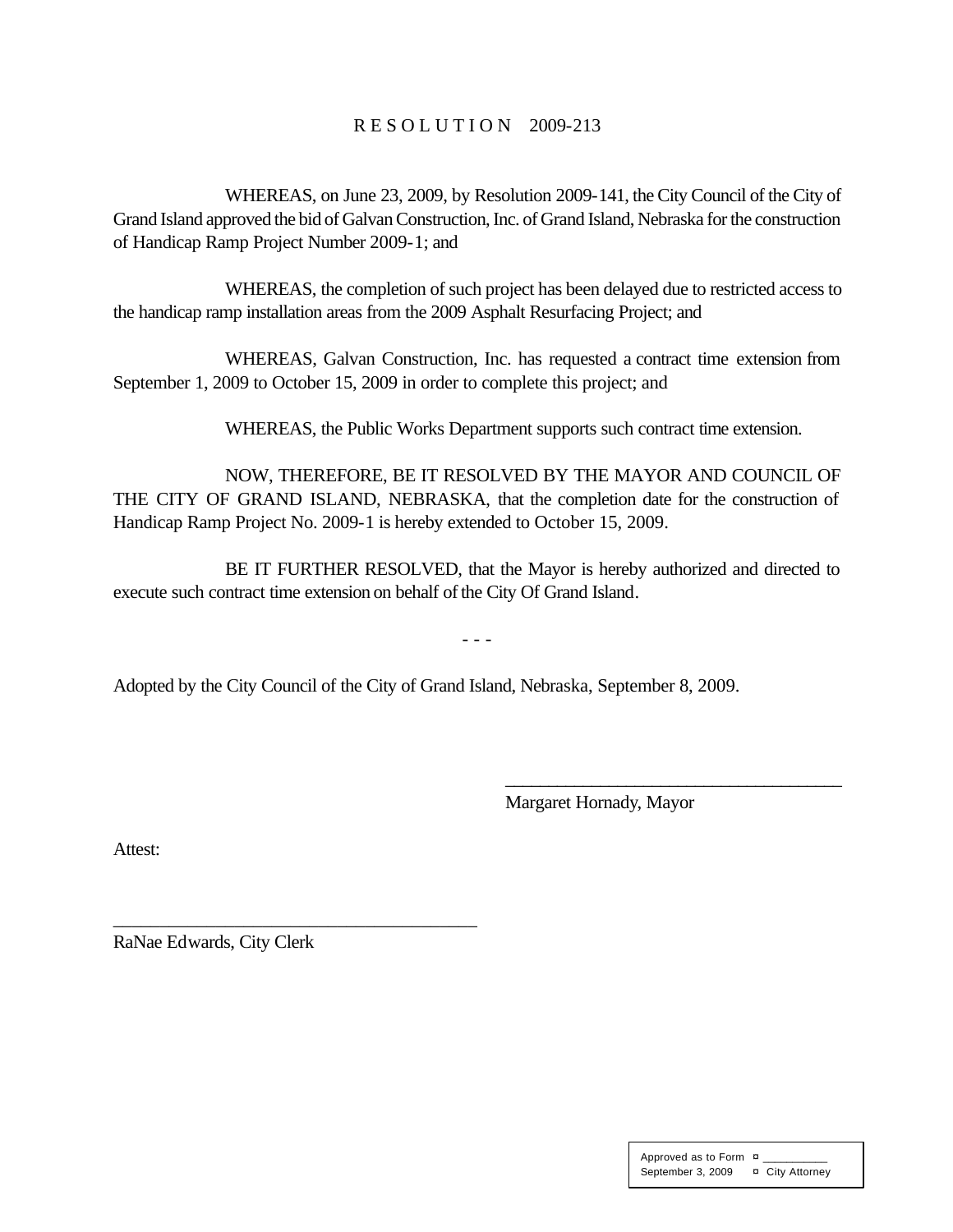# R E S O L U T I O N 2009-213

WHEREAS, on June 23, 2009, by Resolution 2009-141, the City Council of the City of Grand Island approved the bid of Galvan Construction, Inc. of Grand Island, Nebraska for the construction of Handicap Ramp Project Number 2009-1; and

WHEREAS, the completion of such project has been delayed due to restricted access to the handicap ramp installation areas from the 2009 Asphalt Resurfacing Project; and

WHEREAS, Galvan Construction, Inc. has requested a contract time extension from September 1, 2009 to October 15, 2009 in order to complete this project; and

WHEREAS, the Public Works Department supports such contract time extension.

NOW, THEREFORE, BE IT RESOLVED BY THE MAYOR AND COUNCIL OF THE CITY OF GRAND ISLAND, NEBRASKA, that the completion date for the construction of Handicap Ramp Project No. 2009-1 is hereby extended to October 15, 2009.

BE IT FURTHER RESOLVED, that the Mayor is hereby authorized and directed to execute such contract time extension on behalf of the City Of Grand Island.

- - -

Adopted by the City Council of the City of Grand Island, Nebraska, September 8, 2009.

\_\_\_\_\_\_\_\_\_\_\_\_\_\_\_\_\_\_\_\_\_\_\_\_\_\_\_\_\_\_\_\_\_\_\_\_\_\_\_

Margaret Hornady, Mayor

Attest:

\_\_\_\_\_\_\_\_\_\_\_\_\_\_\_\_\_\_\_\_\_\_\_\_\_\_\_\_\_\_\_\_\_\_\_\_\_\_\_

RaNae Edwards, City Clerk

| | |
|---|---|
| Approved as to Form ¤ | \_\_\_\_\_\_\_\_\_\_ |
| September 3, 2009 | ¤ City Attorney |